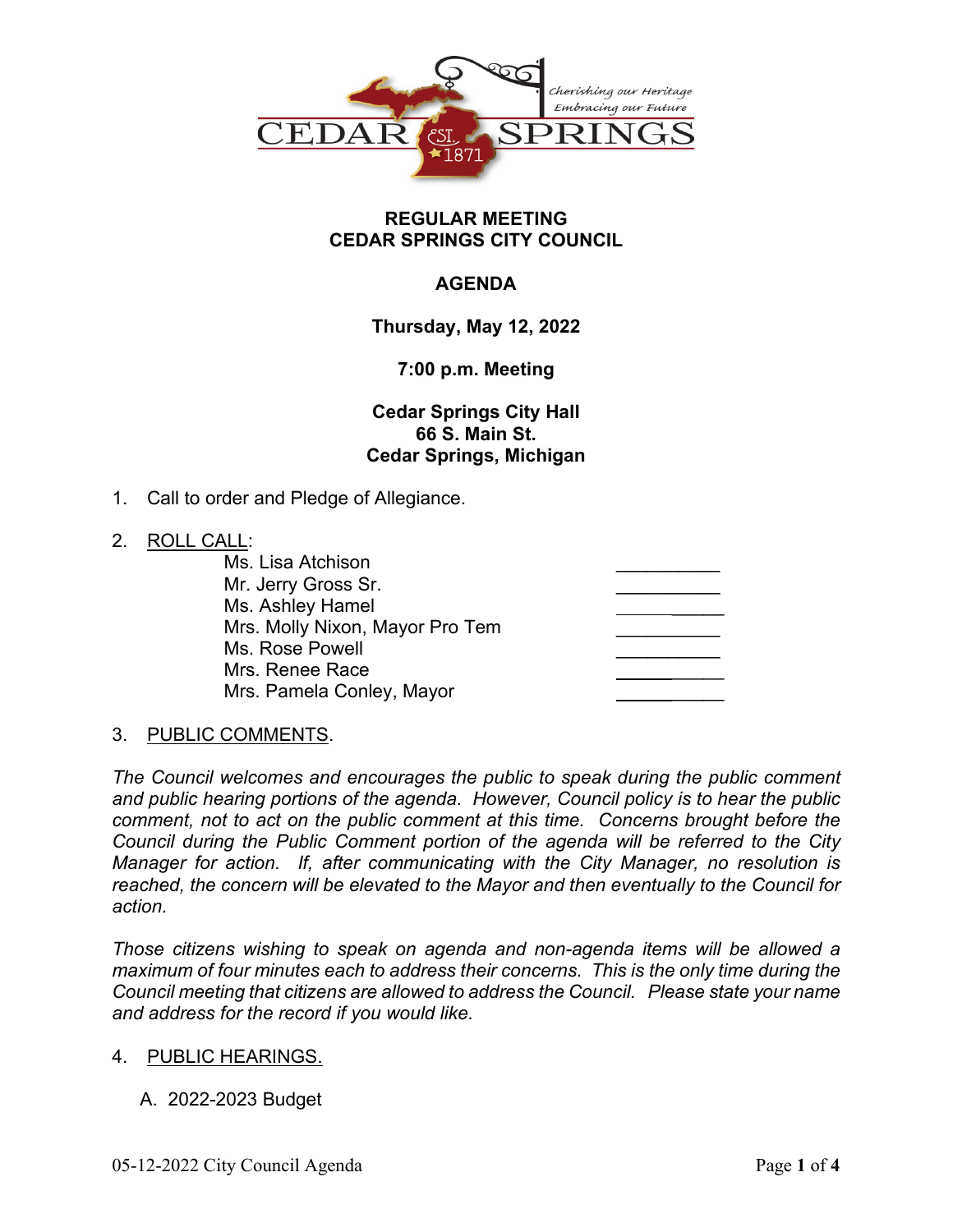Cherishing our Heritage
Embracing our Future

CEDAR SPRINGS
EST. 1871

**REGULAR MEETING**
**CEDAR SPRINGS CITY COUNCIL**

**AGENDA**

**Thursday, May 12, 2022**

**7:00 p.m. Meeting**

**Cedar Springs City Hall**
**66 S. Main St.**
**Cedar Springs, Michigan**

1. Call to order and Pledge of Allegiance.

2. ROLL CALL:

| | |
|---|---|
| Ms. Lisa Atchison | __________ |
| Mr. Jerry Gross Sr. | __________ |
| Ms. Ashley Hamel | __________ |
| Mrs. Molly Nixon, Mayor Pro Tem | __________ |
| Ms. Rose Powell | __________ |
| Mrs. Renee Race | __________ |
| Mrs. Pamela Conley, Mayor | __________ |

3. PUBLIC COMMENTS.

*The Council welcomes and encourages the public to speak during the public comment and public hearing portions of the agenda. However, Council policy is to hear the public comment, not to act on the public comment at this time. Concerns brought before the Council during the Public Comment portion of the agenda will be referred to the City Manager for action. If, after communicating with the City Manager, no resolution is reached, the concern will be elevated to the Mayor and then eventually to the Council for action.*

*Those citizens wishing to speak on agenda and non-agenda items will be allowed a maximum of four minutes each to address their concerns. This is the only time during the Council meeting that citizens are allowed to address the Council. Please state your name and address for the record if you would like.*

4. PUBLIC HEARINGS.

   A. 2022-2023 Budget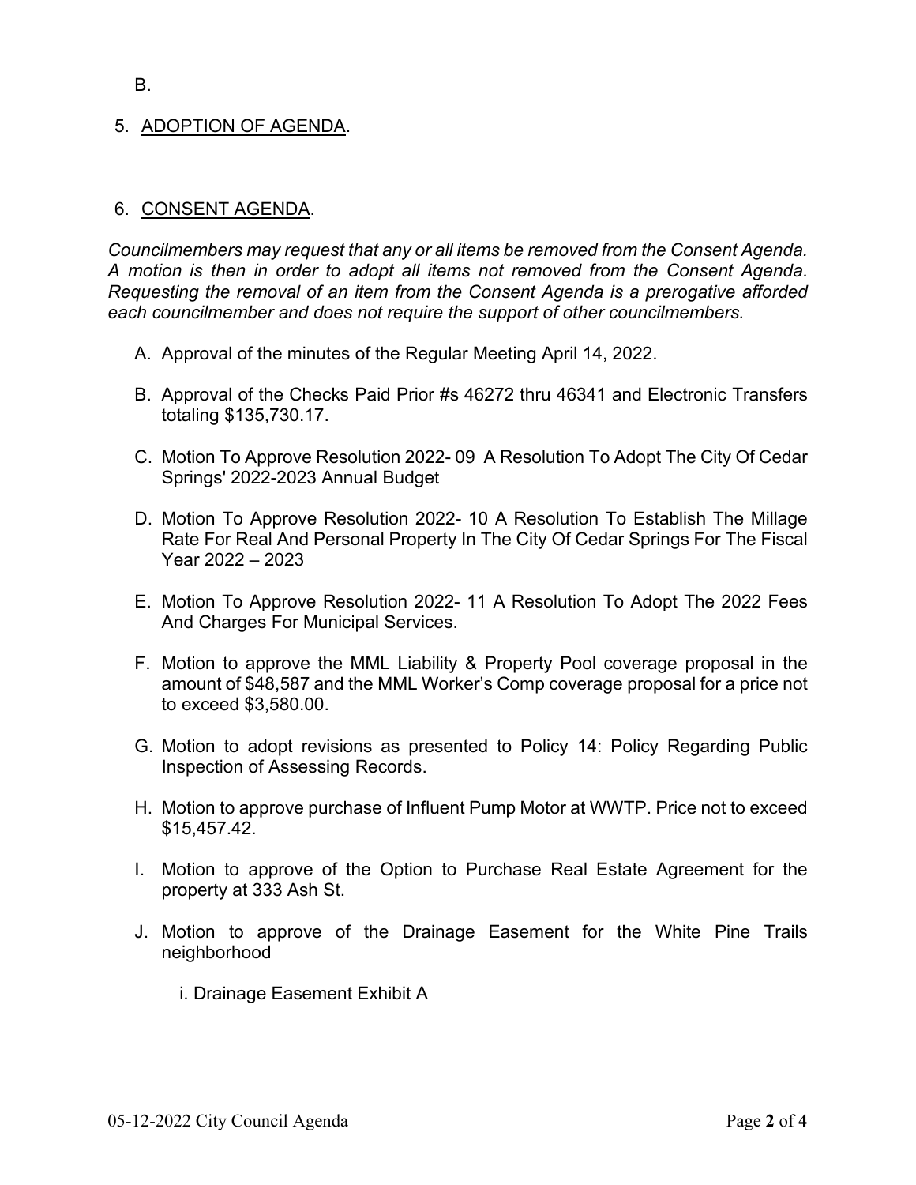B.

5. ADOPTION OF AGENDA.

6. CONSENT AGENDA.

*Councilmembers may request that any or all items be removed from the Consent Agenda. A motion is then in order to adopt all items not removed from the Consent Agenda. Requesting the removal of an item from the Consent Agenda is a prerogative afforded each councilmember and does not require the support of other councilmembers.*

A. Approval of the minutes of the Regular Meeting April 14, 2022.

B. Approval of the Checks Paid Prior #s 46272 thru 46341 and Electronic Transfers totaling $135,730.17.

C. Motion To Approve Resolution 2022- 09 A Resolution To Adopt The City Of Cedar Springs' 2022-2023 Annual Budget

D. Motion To Approve Resolution 2022- 10 A Resolution To Establish The Millage Rate For Real And Personal Property In The City Of Cedar Springs For The Fiscal Year 2022 – 2023

E. Motion To Approve Resolution 2022- 11 A Resolution To Adopt The 2022 Fees And Charges For Municipal Services.

F. Motion to approve the MML Liability & Property Pool coverage proposal in the amount of $48,587 and the MML Worker's Comp coverage proposal for a price not to exceed $3,580.00.

G. Motion to adopt revisions as presented to Policy 14: Policy Regarding Public Inspection of Assessing Records.

H. Motion to approve purchase of Influent Pump Motor at WWTP. Price not to exceed $15,457.42.

I. Motion to approve of the Option to Purchase Real Estate Agreement for the property at 333 Ash St.

J. Motion to approve of the Drainage Easement for the White Pine Trails neighborhood

   i. Drainage Easement Exhibit A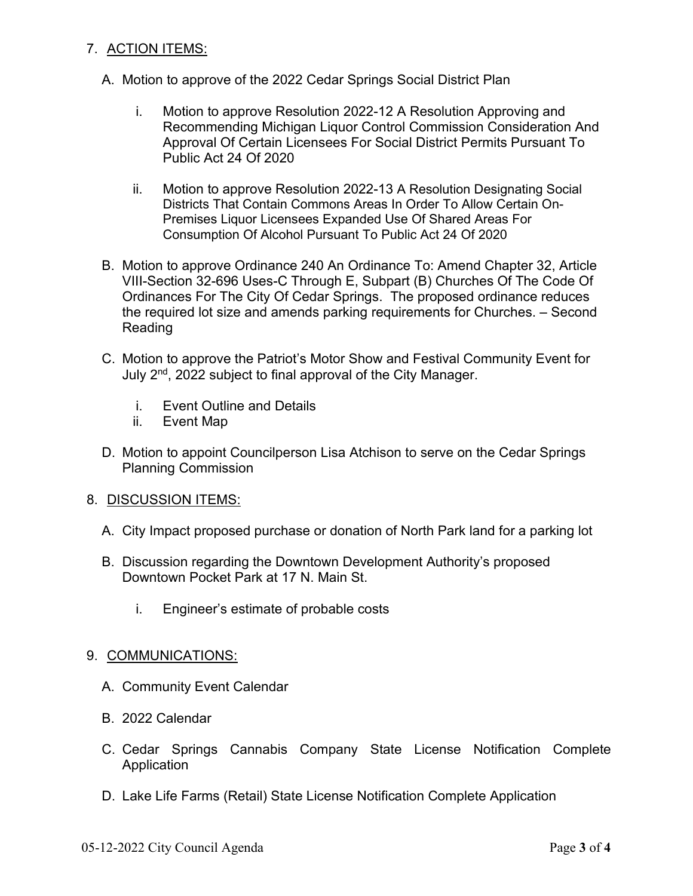7. ACTION ITEMS:

   A. Motion to approve of the 2022 Cedar Springs Social District Plan

      i. Motion to approve Resolution 2022-12 A Resolution Approving and Recommending Michigan Liquor Control Commission Consideration And Approval Of Certain Licensees For Social District Permits Pursuant To Public Act 24 Of 2020

      ii. Motion to approve Resolution 2022-13 A Resolution Designating Social Districts That Contain Commons Areas In Order To Allow Certain On-Premises Liquor Licensees Expanded Use Of Shared Areas For Consumption Of Alcohol Pursuant To Public Act 24 Of 2020

   B. Motion to approve Ordinance 240 An Ordinance To: Amend Chapter 32, Article VIII-Section 32-696 Uses-C Through E, Subpart (B) Churches Of The Code Of Ordinances For The City Of Cedar Springs. The proposed ordinance reduces the required lot size and amends parking requirements for Churches. – Second Reading

   C. Motion to approve the Patriot's Motor Show and Festival Community Event for July 2nd, 2022 subject to final approval of the City Manager.

      i. Event Outline and Details
      ii. Event Map

   D. Motion to appoint Councilperson Lisa Atchison to serve on the Cedar Springs Planning Commission

8. DISCUSSION ITEMS:

   A. City Impact proposed purchase or donation of North Park land for a parking lot

   B. Discussion regarding the Downtown Development Authority's proposed Downtown Pocket Park at 17 N. Main St.

      i. Engineer's estimate of probable costs

9. COMMUNICATIONS:

   A. Community Event Calendar

   B. 2022 Calendar

   C. Cedar Springs Cannabis Company State License Notification Complete Application

   D. Lake Life Farms (Retail) State License Notification Complete Application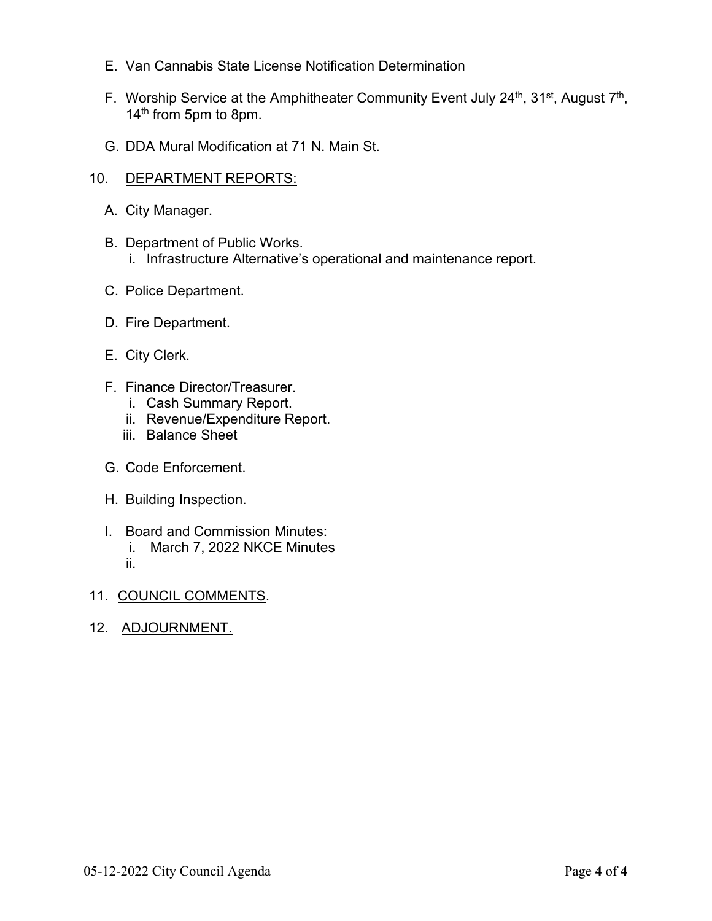E. Van Cannabis State License Notification Determination

F. Worship Service at the Amphitheater Community Event July 24th, 31st, August 7th, 14th from 5pm to 8pm.

G. DDA Mural Modification at 71 N. Main St.

10. <u>DEPARTMENT REPORTS:</u>

A. City Manager.

B. Department of Public Works.
   i. Infrastructure Alternative's operational and maintenance report.

C. Police Department.

D. Fire Department.

E. City Clerk.

F. Finance Director/Treasurer.
   i. Cash Summary Report.
   ii. Revenue/Expenditure Report.
   iii. Balance Sheet

G. Code Enforcement.

H. Building Inspection.

I. Board and Commission Minutes:
   i. March 7, 2022 NKCE Minutes
   ii.

11. <u>COUNCIL COMMENTS</u>.

12. <u>ADJOURNMENT.</u>